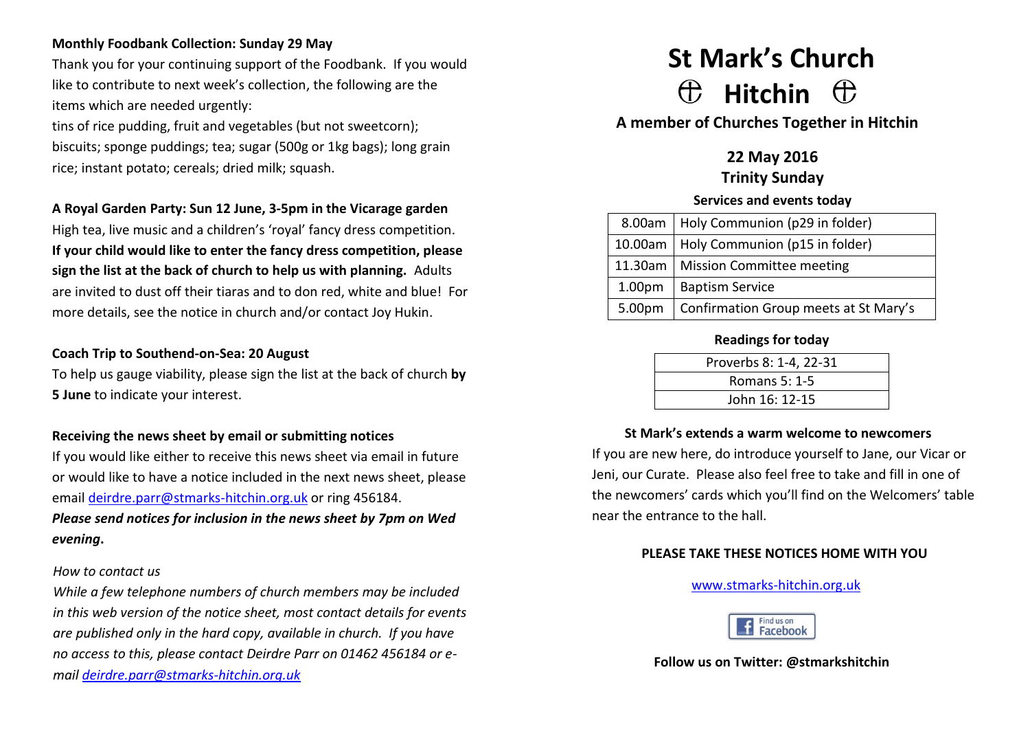**Monthly Foodbank Collection: Sunday 29 May**

Thank you for your continuing support of the Foodbank. If you would like to contribute to next week's collection, the following are the items which are needed urgently:

tins of rice pudding, fruit and vegetables (but not sweetcorn); biscuits; sponge puddings; tea; sugar (500g or 1kg bags); long grain rice; instant potato; cereals; dried milk; squash.

**A Royal Garden Party: Sun 12 June, 3-5pm in the Vicarage garden**

High tea, live music and a children's 'royal' fancy dress competition. **If your child would like to enter the fancy dress competition, please sign the list at the back of church to help us with planning.** Adults are invited to dust off their tiaras and to don red, white and blue! For more details, see the notice in church and/or contact Joy Hukin.

**Coach Trip to Southend-on-Sea: 20 August**

To help us gauge viability, please sign the list at the back of church **by 5 June** to indicate your interest.

**Receiving the news sheet by email or submitting notices**

If you would like either to receive this news sheet via email in future or would like to have a notice included in the next news sheet, please email deirdre.parr@stmarks-hitchin.org.uk or ring 456184.

***Please send notices for inclusion in the news sheet by 7pm on Wed evening*.**

*How to contact us*

*While a few telephone numbers of church members may be included in this web version of the notice sheet, most contact details for events are published only in the hard copy, available in church. If you have no access to this, please contact Deirdre Parr on 01462 456184 or e-mail deirdre.parr@stmarks-hitchin.org.uk*

# St Mark's Church

# ⊕ Hitchin ⊕

### A member of Churches Together in Hitchin

## 22 May 2016
## Trinity Sunday

**Services and events today**

| | |
|---|---|
| 8.00am | Holy Communion (p29 in folder) |
| 10.00am | Holy Communion (p15 in folder) |
| 11.30am | Mission Committee meeting |
| 1.00pm | Baptism Service |
| 5.00pm | Confirmation Group meets at St Mary's |

**Readings for today**

| |
|---|
| Proverbs 8: 1-4, 22-31 |
| Romans 5: 1-5 |
| John 16: 12-15 |

**St Mark's extends a warm welcome to newcomers**

If you are new here, do introduce yourself to Jane, our Vicar or Jeni, our Curate. Please also feel free to take and fill in one of the newcomers' cards which you'll find on the Welcomers' table near the entrance to the hall.

**PLEASE TAKE THESE NOTICES HOME WITH YOU**

www.stmarks-hitchin.org.uk

Find us on Facebook

**Follow us on Twitter: @stmarkshitchin**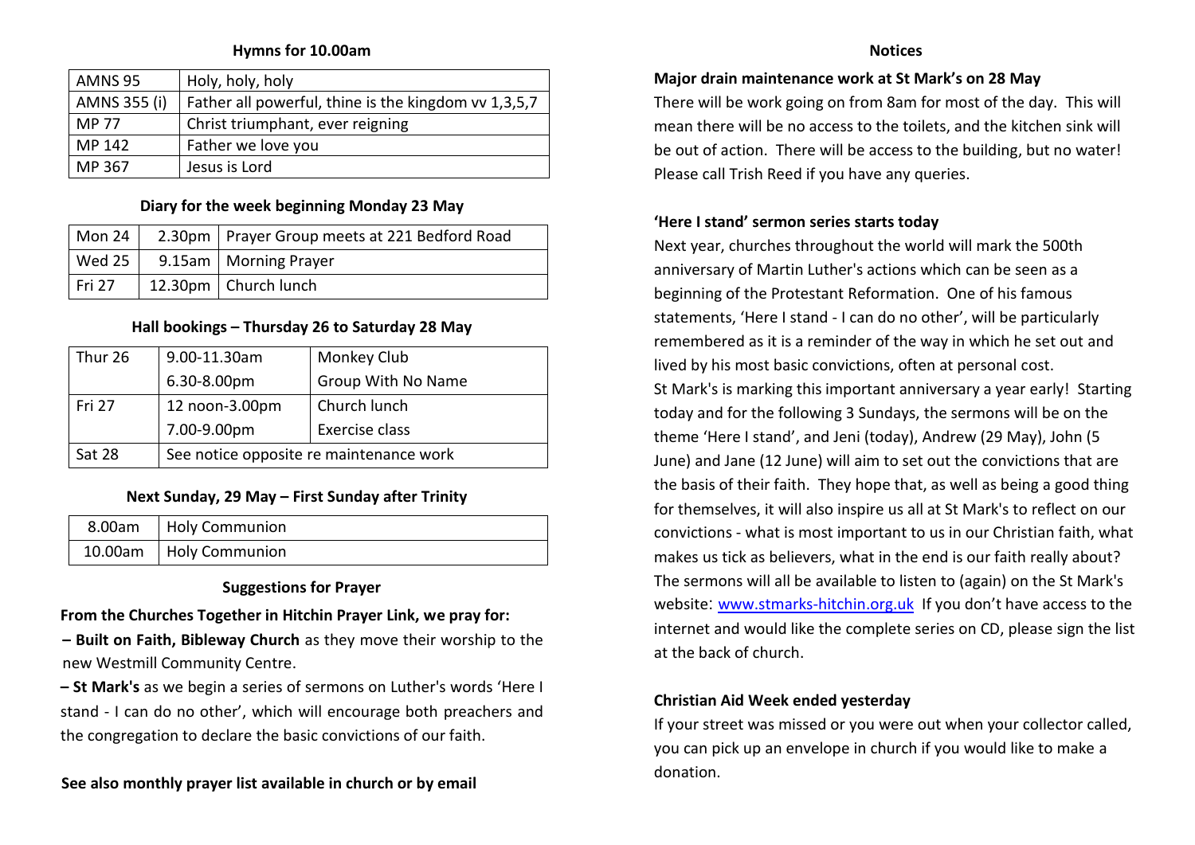### Hymns for 10.00am

| | |
|---|---|
| AMNS 95 | Holy, holy, holy |
| AMNS 355 (i) | Father all powerful, thine is the kingdom vv 1,3,5,7 |
| MP 77 | Christ triumphant, ever reigning |
| MP 142 | Father we love you |
| MP 367 | Jesus is Lord |

### Diary for the week beginning Monday 23 May

| | | |
|---|---|---|
| Mon 24 | 2.30pm | Prayer Group meets at 221 Bedford Road |
| Wed 25 | 9.15am | Morning Prayer |
| Fri 27 | 12.30pm | Church lunch |

### Hall bookings – Thursday 26 to Saturday 28 May

| | | |
|---|---|---|
| Thur 26 | 9.00-11.30am | Monkey Club |
| | 6.30-8.00pm | Group With No Name |
| Fri 27 | 12 noon-3.00pm | Church lunch |
| | 7.00-9.00pm | Exercise class |
| Sat 28 | See notice opposite re maintenance work | |

### Next Sunday, 29 May – First Sunday after Trinity

| | |
|---|---|
| 8.00am | Holy Communion |
| 10.00am | Holy Communion |

### Suggestions for Prayer

**From the Churches Together in Hitchin Prayer Link, we pray for:**

**– Built on Faith, Bibleway Church** as they move their worship to the new Westmill Community Centre.

**– St Mark's** as we begin a series of sermons on Luther's words 'Here I stand - I can do no other', which will encourage both preachers and the congregation to declare the basic convictions of our faith.

**See also monthly prayer list available in church or by email**

### Notices

**Major drain maintenance work at St Mark's on 28 May**

There will be work going on from 8am for most of the day. This will mean there will be no access to the toilets, and the kitchen sink will be out of action. There will be access to the building, but no water! Please call Trish Reed if you have any queries.

**'Here I stand' sermon series starts today**

Next year, churches throughout the world will mark the 500th anniversary of Martin Luther's actions which can be seen as a beginning of the Protestant Reformation. One of his famous statements, 'Here I stand - I can do no other', will be particularly remembered as it is a reminder of the way in which he set out and lived by his most basic convictions, often at personal cost.
St Mark's is marking this important anniversary a year early! Starting today and for the following 3 Sundays, the sermons will be on the theme 'Here I stand', and Jeni (today), Andrew (29 May), John (5 June) and Jane (12 June) will aim to set out the convictions that are the basis of their faith. They hope that, as well as being a good thing for themselves, it will also inspire us all at St Mark's to reflect on our convictions - what is most important to us in our Christian faith, what makes us tick as believers, what in the end is our faith really about? The sermons will all be available to listen to (again) on the St Mark's website: www.stmarks-hitchin.org.uk If you don't have access to the internet and would like the complete series on CD, please sign the list at the back of church.

**Christian Aid Week ended yesterday**

If your street was missed or you were out when your collector called, you can pick up an envelope in church if you would like to make a donation.